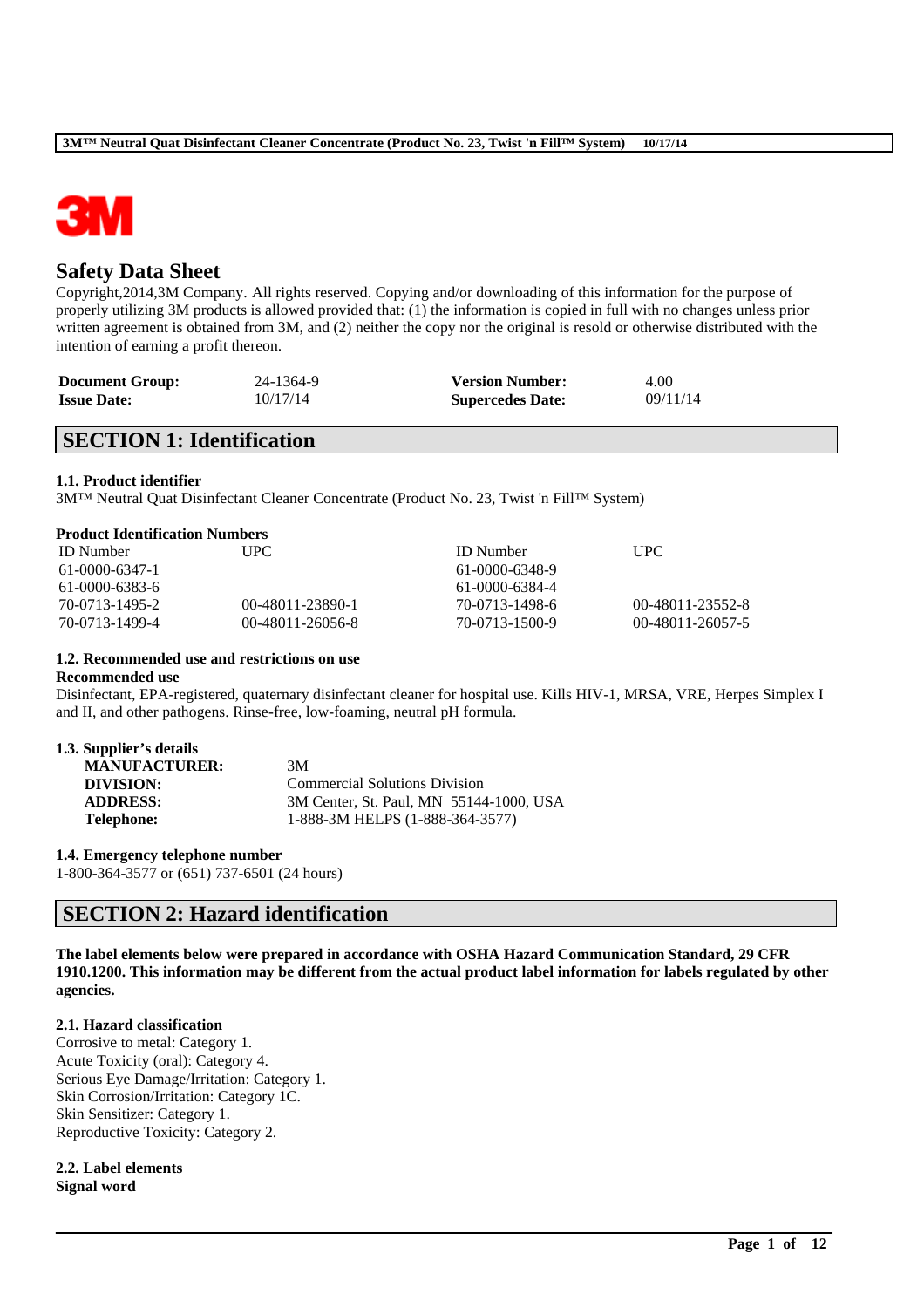# Safety Data Sheet

Copyright,2014,3M Company. All rights reserved. Copying and/or downloading of this information for the purpose of properly utilizing 3M products is allowed provided that: (1) the information is copied in full with no changes unless prior written agreement is obtained from 3M, and (2) neither the copy nor the original is resold or otherwise distributed with the intention of earning a profit thereon.

| | | | |
|---|---|---|---|
| **Document Group:** | 24-1364-9 | **Version Number:** | 4.00 |
| **Issue Date:** | 10/17/14 | **Supercedes Date:** | 09/11/14 |

## SECTION 1: Identification

### 1.1. Product identifier

3M™ Neutral Quat Disinfectant Cleaner Concentrate (Product No. 23, Twist 'n Fill™ System)

**Product Identification Numbers**

| ID Number | UPC | ID Number | UPC |
|---|---|---|---|
| 61-0000-6347-1 | | 61-0000-6348-9 | |
| 61-0000-6383-6 | | 61-0000-6384-4 | |
| 70-0713-1495-2 | 00-48011-23890-1 | 70-0713-1498-6 | 00-48011-23552-8 |
| 70-0713-1499-4 | 00-48011-26056-8 | 70-0713-1500-9 | 00-48011-26057-5 |

### 1.2. Recommended use and restrictions on use

**Recommended use**

Disinfectant, EPA-registered, quaternary disinfectant cleaner for hospital use. Kills HIV-1, MRSA, VRE, Herpes Simplex I and II, and other pathogens. Rinse-free, low-foaming, neutral pH formula.

### 1.3. Supplier's details

| | |
|---|---|
| **MANUFACTURER:** | 3M |
| **DIVISION:** | Commercial Solutions Division |
| **ADDRESS:** | 3M Center, St. Paul, MN 55144-1000, USA |
| **Telephone:** | 1-888-3M HELPS (1-888-364-3577) |

### 1.4. Emergency telephone number

1-800-364-3577 or (651) 737-6501 (24 hours)

## SECTION 2: Hazard identification

**The label elements below were prepared in accordance with OSHA Hazard Communication Standard, 29 CFR 1910.1200. This information may be different from the actual product label information for labels regulated by other agencies.**

### 2.1. Hazard classification

Corrosive to metal: Category 1.
Acute Toxicity (oral): Category 4.
Serious Eye Damage/Irritation: Category 1.
Skin Corrosion/Irritation: Category 1C.
Skin Sensitizer: Category 1.
Reproductive Toxicity: Category 2.

### 2.2. Label elements

**Signal word**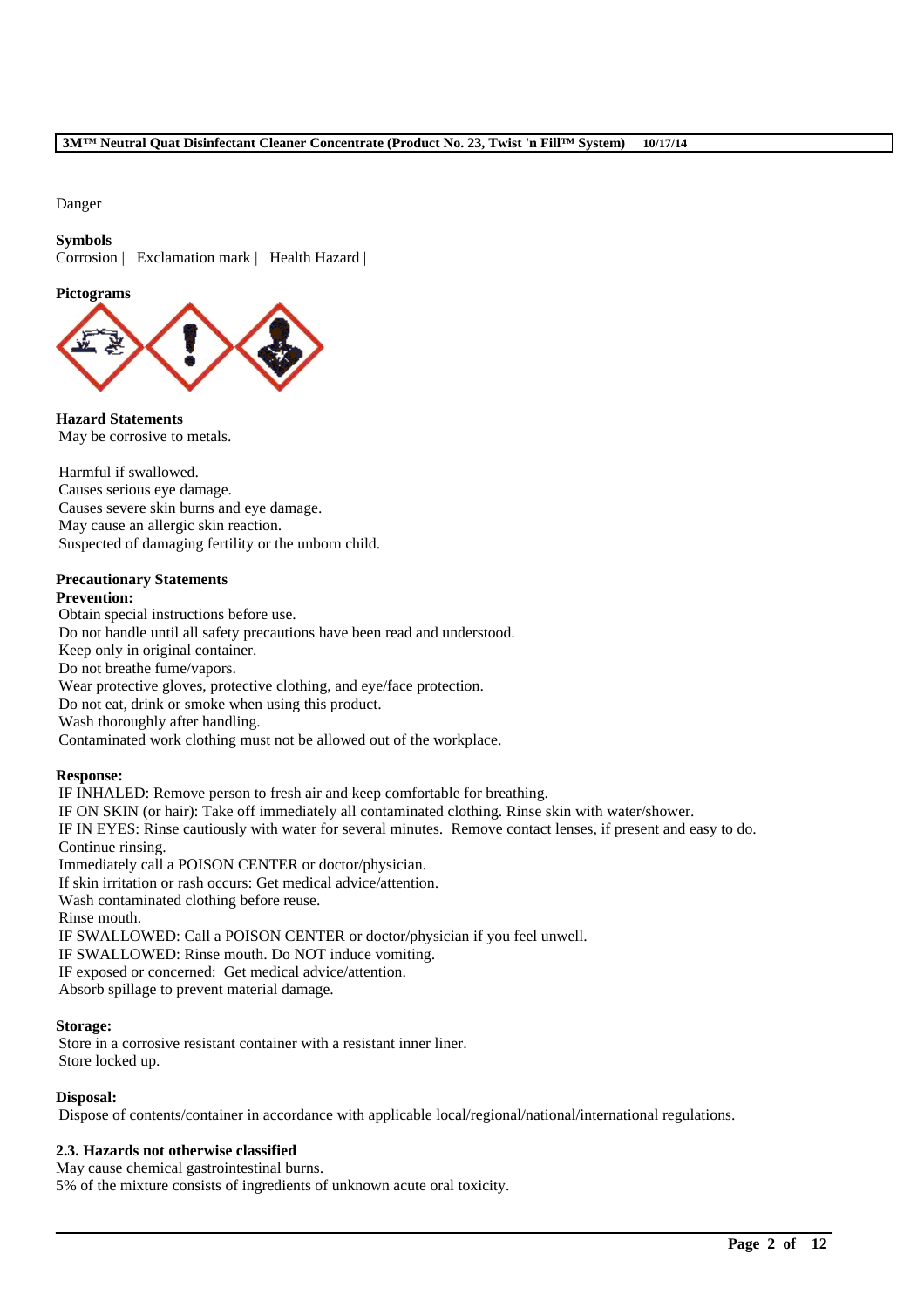Danger

**Symbols**
Corrosion | Exclamation mark | Health Hazard |

**Pictograms**

**Hazard Statements**
May be corrosive to metals.

Harmful if swallowed.
Causes serious eye damage.
Causes severe skin burns and eye damage.
May cause an allergic skin reaction.
Suspected of damaging fertility or the unborn child.

**Precautionary Statements**
**Prevention:**
Obtain special instructions before use.
Do not handle until all safety precautions have been read and understood.
Keep only in original container.
Do not breathe fume/vapors.
Wear protective gloves, protective clothing, and eye/face protection.
Do not eat, drink or smoke when using this product.
Wash thoroughly after handling.
Contaminated work clothing must not be allowed out of the workplace.

**Response:**
IF INHALED: Remove person to fresh air and keep comfortable for breathing.
IF ON SKIN (or hair): Take off immediately all contaminated clothing. Rinse skin with water/shower.
IF IN EYES: Rinse cautiously with water for several minutes. Remove contact lenses, if present and easy to do. Continue rinsing.
Immediately call a POISON CENTER or doctor/physician.
If skin irritation or rash occurs: Get medical advice/attention.
Wash contaminated clothing before reuse.
Rinse mouth.
IF SWALLOWED: Call a POISON CENTER or doctor/physician if you feel unwell.
IF SWALLOWED: Rinse mouth. Do NOT induce vomiting.
IF exposed or concerned: Get medical advice/attention.
Absorb spillage to prevent material damage.

**Storage:**
Store in a corrosive resistant container with a resistant inner liner.
Store locked up.

**Disposal:**
Dispose of contents/container in accordance with applicable local/regional/national/international regulations.

### 2.3. Hazards not otherwise classified

May cause chemical gastrointestinal burns.
5% of the mixture consists of ingredients of unknown acute oral toxicity.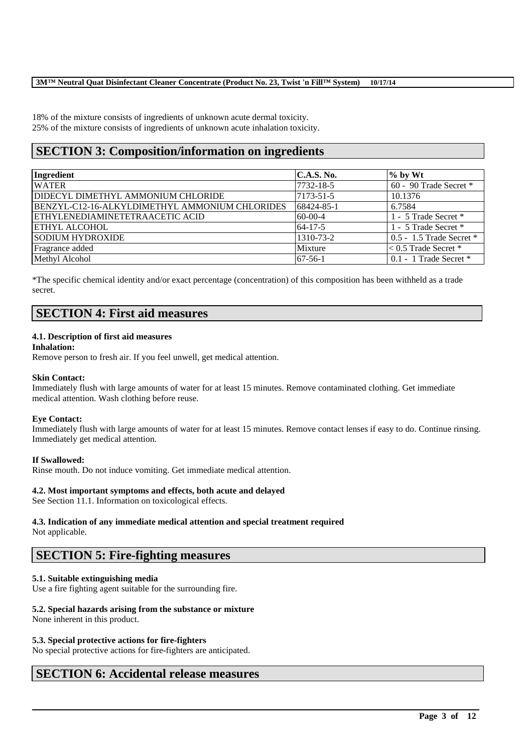18% of the mixture consists of ingredients of unknown acute dermal toxicity.
25% of the mixture consists of ingredients of unknown acute inhalation toxicity.

# SECTION 3: Composition/information on ingredients

| Ingredient | C.A.S. No. | % by Wt |
|---|---|---|
| WATER | 7732-18-5 | 60 - 90 Trade Secret * |
| DIDECYL DIMETHYL AMMONIUM CHLORIDE | 7173-51-5 | 10.1376 |
| BENZYL-C12-16-ALKYLDIMETHYL AMMONIUM CHLORIDES | 68424-85-1 | 6.7584 |
| ETHYLENEDIAMINETETRAACETIC ACID | 60-00-4 | 1 - 5 Trade Secret * |
| ETHYL ALCOHOL | 64-17-5 | 1 - 5 Trade Secret * |
| SODIUM HYDROXIDE | 1310-73-2 | 0.5 - 1.5 Trade Secret * |
| Fragrance added | Mixture | < 0.5 Trade Secret * |
| Methyl Alcohol | 67-56-1 | 0.1 - 1 Trade Secret * |

*The specific chemical identity and/or exact percentage (concentration) of this composition has been withheld as a trade secret.

# SECTION 4: First aid measures

### 4.1. Description of first aid measures

**Inhalation:**
Remove person to fresh air. If you feel unwell, get medical attention.

**Skin Contact:**
Immediately flush with large amounts of water for at least 15 minutes. Remove contaminated clothing. Get immediate medical attention. Wash clothing before reuse.

**Eye Contact:**
Immediately flush with large amounts of water for at least 15 minutes. Remove contact lenses if easy to do. Continue rinsing. Immediately get medical attention.

**If Swallowed:**
Rinse mouth. Do not induce vomiting. Get immediate medical attention.

### 4.2. Most important symptoms and effects, both acute and delayed

See Section 11.1. Information on toxicological effects.

### 4.3. Indication of any immediate medical attention and special treatment required

Not applicable.

# SECTION 5: Fire-fighting measures

### 5.1. Suitable extinguishing media

Use a fire fighting agent suitable for the surrounding fire.

### 5.2. Special hazards arising from the substance or mixture

None inherent in this product.

### 5.3. Special protective actions for fire-fighters

No special protective actions for fire-fighters are anticipated.

# SECTION 6: Accidental release measures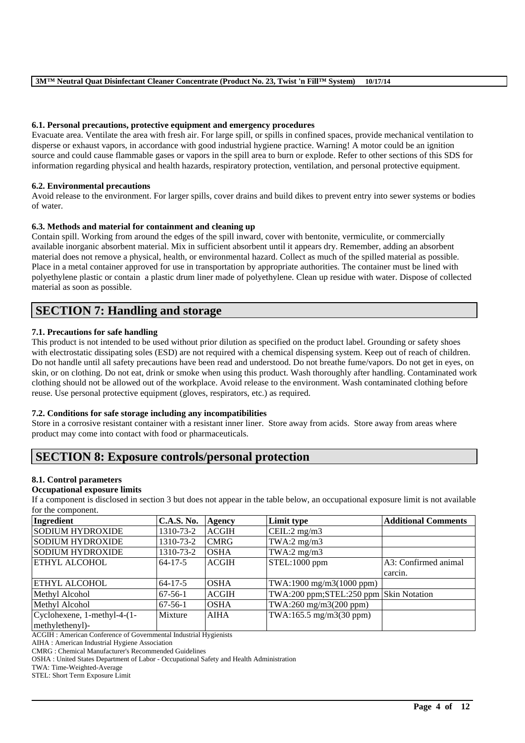#### 6.1. Personal precautions, protective equipment and emergency procedures

Evacuate area. Ventilate the area with fresh air. For large spill, or spills in confined spaces, provide mechanical ventilation to disperse or exhaust vapors, in accordance with good industrial hygiene practice. Warning! A motor could be an ignition source and could cause flammable gases or vapors in the spill area to burn or explode. Refer to other sections of this SDS for information regarding physical and health hazards, respiratory protection, ventilation, and personal protective equipment.

#### 6.2. Environmental precautions

Avoid release to the environment. For larger spills, cover drains and build dikes to prevent entry into sewer systems or bodies of water.

#### 6.3. Methods and material for containment and cleaning up

Contain spill. Working from around the edges of the spill inward, cover with bentonite, vermiculite, or commercially available inorganic absorbent material. Mix in sufficient absorbent until it appears dry. Remember, adding an absorbent material does not remove a physical, health, or environmental hazard. Collect as much of the spilled material as possible. Place in a metal container approved for use in transportation by appropriate authorities. The container must be lined with polyethylene plastic or contain a plastic drum liner made of polyethylene. Clean up residue with water. Dispose of collected material as soon as possible.

## SECTION 7: Handling and storage

#### 7.1. Precautions for safe handling

This product is not intended to be used without prior dilution as specified on the product label. Grounding or safety shoes with electrostatic dissipating soles (ESD) are not required with a chemical dispensing system. Keep out of reach of children. Do not handle until all safety precautions have been read and understood. Do not breathe fume/vapors. Do not get in eyes, on skin, or on clothing. Do not eat, drink or smoke when using this product. Wash thoroughly after handling. Contaminated work clothing should not be allowed out of the workplace. Avoid release to the environment. Wash contaminated clothing before reuse. Use personal protective equipment (gloves, respirators, etc.) as required.

#### 7.2. Conditions for safe storage including any incompatibilities

Store in a corrosive resistant container with a resistant inner liner. Store away from acids. Store away from areas where product may come into contact with food or pharmaceuticals.

## SECTION 8: Exposure controls/personal protection

#### 8.1. Control parameters

**Occupational exposure limits**

If a component is disclosed in section 3 but does not appear in the table below, an occupational exposure limit is not available for the component.

| Ingredient | C.A.S. No. | Agency | Limit type | Additional Comments |
|---|---|---|---|---|
| SODIUM HYDROXIDE | 1310-73-2 | ACGIH | CEIL:2 mg/m3 | |
| SODIUM HYDROXIDE | 1310-73-2 | CMRG | TWA:2 mg/m3 | |
| SODIUM HYDROXIDE | 1310-73-2 | OSHA | TWA:2 mg/m3 | |
| ETHYL ALCOHOL | 64-17-5 | ACGIH | STEL:1000 ppm | A3: Confirmed animal carcin. |
| ETHYL ALCOHOL | 64-17-5 | OSHA | TWA:1900 mg/m3(1000 ppm) | |
| Methyl Alcohol | 67-56-1 | ACGIH | TWA:200 ppm;STEL:250 ppm | Skin Notation |
| Methyl Alcohol | 67-56-1 | OSHA | TWA:260 mg/m3(200 ppm) | |
| Cyclohexene, 1-methyl-4-(1-methylethenyl)- | Mixture | AIHA | TWA:165.5 mg/m3(30 ppm) | |

ACGIH : American Conference of Governmental Industrial Hygienists
AIHA : American Industrial Hygiene Association
CMRG : Chemical Manufacturer's Recommended Guidelines
OSHA : United States Department of Labor - Occupational Safety and Health Administration
TWA: Time-Weighted-Average
STEL: Short Term Exposure Limit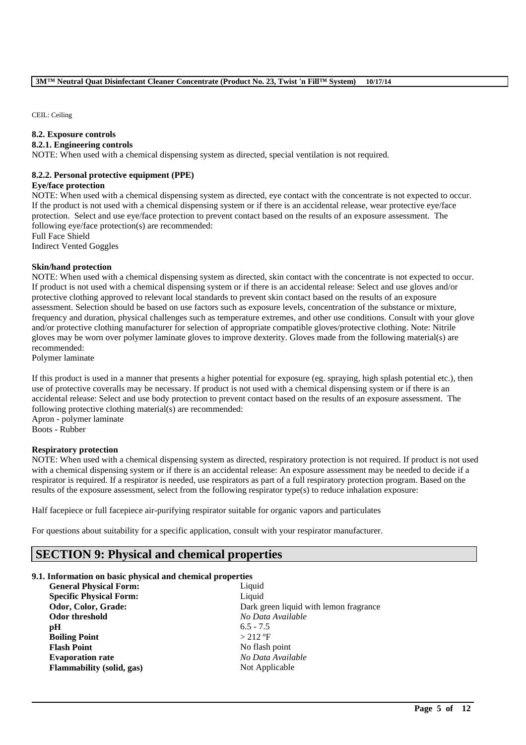CEIL: Ceiling

### 8.2. Exposure controls

#### 8.2.1. Engineering controls

NOTE: When used with a chemical dispensing system as directed, special ventilation is not required.

#### 8.2.2. Personal protective equipment (PPE)

**Eye/face protection**

NOTE: When used with a chemical dispensing system as directed, eye contact with the concentrate is not expected to occur. If the product is not used with a chemical dispensing system or if there is an accidental release, wear protective eye/face protection. Select and use eye/face protection to prevent contact based on the results of an exposure assessment. The following eye/face protection(s) are recommended:
Full Face Shield
Indirect Vented Goggles

**Skin/hand protection**

NOTE: When used with a chemical dispensing system as directed, skin contact with the concentrate is not expected to occur. If product is not used with a chemical dispensing system or if there is an accidental release: Select and use gloves and/or protective clothing approved to relevant local standards to prevent skin contact based on the results of an exposure assessment. Selection should be based on use factors such as exposure levels, concentration of the substance or mixture, frequency and duration, physical challenges such as temperature extremes, and other use conditions. Consult with your glove and/or protective clothing manufacturer for selection of appropriate compatible gloves/protective clothing. Note: Nitrile gloves may be worn over polymer laminate gloves to improve dexterity. Gloves made from the following material(s) are recommended:
Polymer laminate

If this product is used in a manner that presents a higher potential for exposure (eg. spraying, high splash potential etc.), then use of protective coveralls may be necessary. If product is not used with a chemical dispensing system or if there is an accidental release: Select and use body protection to prevent contact based on the results of an exposure assessment. The following protective clothing material(s) are recommended:
Apron - polymer laminate
Boots - Rubber

**Respiratory protection**

NOTE: When used with a chemical dispensing system as directed, respiratory protection is not required. If product is not used with a chemical dispensing system or if there is an accidental release: An exposure assessment may be needed to decide if a respirator is required. If a respirator is needed, use respirators as part of a full respiratory protection program. Based on the results of the exposure assessment, select from the following respirator type(s) to reduce inhalation exposure:

Half facepiece or full facepiece air-purifying respirator suitable for organic vapors and particulates

For questions about suitability for a specific application, consult with your respirator manufacturer.

## SECTION 9: Physical and chemical properties

### 9.1. Information on basic physical and chemical properties

| | |
|---|---|
| **General Physical Form:** | Liquid |
| **Specific Physical Form:** | Liquid |
| **Odor, Color, Grade:** | Dark green liquid with lemon fragrance |
| **Odor threshold** | *No Data Available* |
| **pH** | 6.5 - 7.5 |
| **Boiling Point** | > 212 ºF |
| **Flash Point** | No flash point |
| **Evaporation rate** | *No Data Available* |
| **Flammability (solid, gas)** | Not Applicable |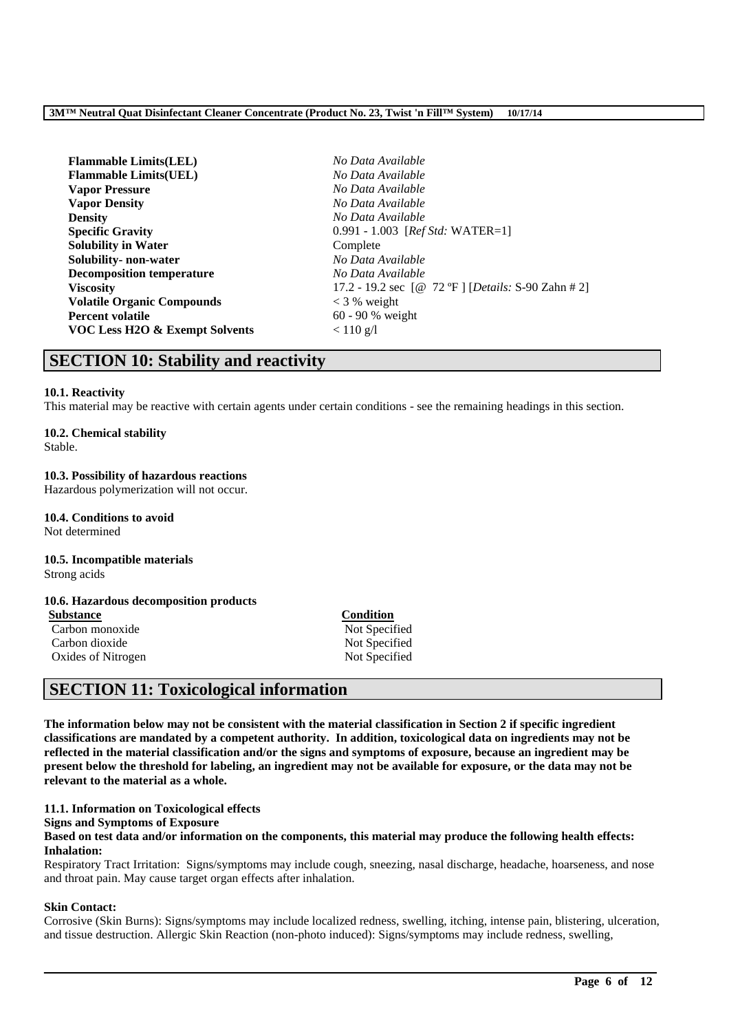| | |
|---|---|
| **Flammable Limits(LEL)** | *No Data Available* |
| **Flammable Limits(UEL)** | *No Data Available* |
| **Vapor Pressure** | *No Data Available* |
| **Vapor Density** | *No Data Available* |
| **Density** | *No Data Available* |
| **Specific Gravity** | 0.991 - 1.003 [*Ref Std:* WATER=1] |
| **Solubility in Water** | Complete |
| **Solubility- non-water** | *No Data Available* |
| **Decomposition temperature** | *No Data Available* |
| **Viscosity** | 17.2 - 19.2 sec [@ 72 ºF ] [*Details:* S-90 Zahn # 2] |
| **Volatile Organic Compounds** | < 3 % weight |
| **Percent volatile** | 60 - 90 % weight |
| **VOC Less H2O & Exempt Solvents** | < 110 g/l |

## SECTION 10: Stability and reactivity

**10.1. Reactivity**

This material may be reactive with certain agents under certain conditions - see the remaining headings in this section.

**10.2. Chemical stability**

Stable.

**10.3. Possibility of hazardous reactions**

Hazardous polymerization will not occur.

**10.4. Conditions to avoid**

Not determined

**10.5. Incompatible materials**

Strong acids

**10.6. Hazardous decomposition products**

| Substance | Condition |
|---|---|
| Carbon monoxide | Not Specified |
| Carbon dioxide | Not Specified |
| Oxides of Nitrogen | Not Specified |

## SECTION 11: Toxicological information

**The information below may not be consistent with the material classification in Section 2 if specific ingredient classifications are mandated by a competent authority. In addition, toxicological data on ingredients may not be reflected in the material classification and/or the signs and symptoms of exposure, because an ingredient may be present below the threshold for labeling, an ingredient may not be available for exposure, or the data may not be relevant to the material as a whole.**

**11.1. Information on Toxicological effects**

**Signs and Symptoms of Exposure**

**Based on test data and/or information on the components, this material may produce the following health effects:**

**Inhalation:**

Respiratory Tract Irritation: Signs/symptoms may include cough, sneezing, nasal discharge, headache, hoarseness, and nose and throat pain. May cause target organ effects after inhalation.

**Skin Contact:**

Corrosive (Skin Burns): Signs/symptoms may include localized redness, swelling, itching, intense pain, blistering, ulceration, and tissue destruction. Allergic Skin Reaction (non-photo induced): Signs/symptoms may include redness, swelling,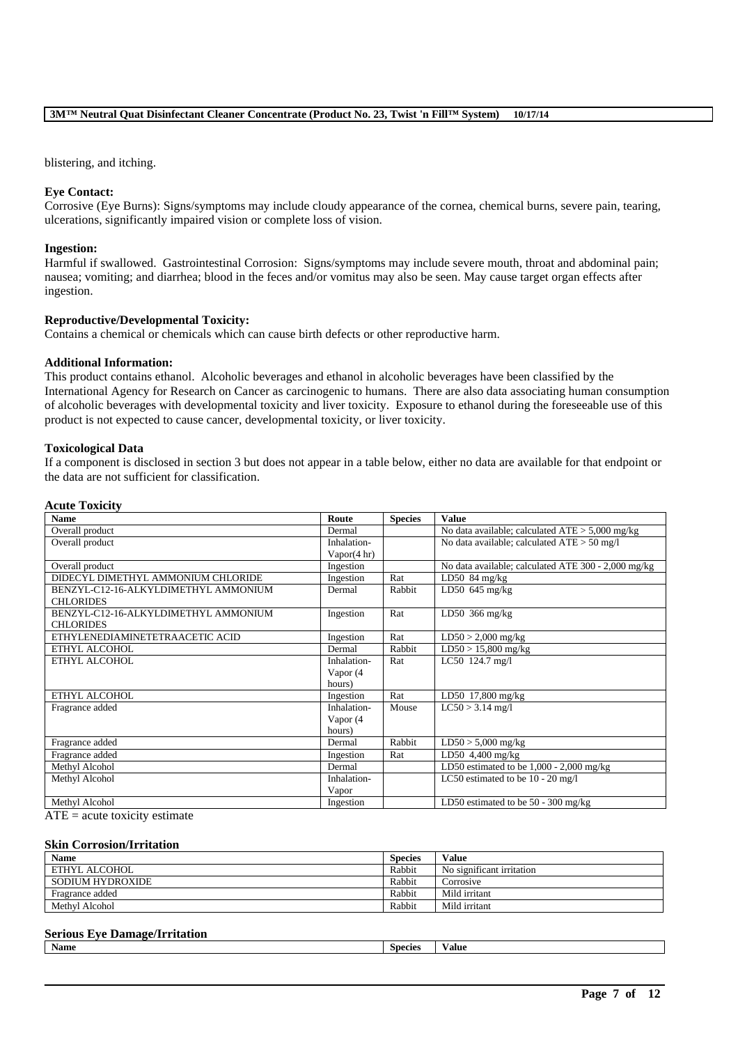blistering, and itching.

**Eye Contact:**
Corrosive (Eye Burns): Signs/symptoms may include cloudy appearance of the cornea, chemical burns, severe pain, tearing, ulcerations, significantly impaired vision or complete loss of vision.

**Ingestion:**
Harmful if swallowed. Gastrointestinal Corrosion: Signs/symptoms may include severe mouth, throat and abdominal pain; nausea; vomiting; and diarrhea; blood in the feces and/or vomitus may also be seen. May cause target organ effects after ingestion.

**Reproductive/Developmental Toxicity:**
Contains a chemical or chemicals which can cause birth defects or other reproductive harm.

**Additional Information:**
This product contains ethanol. Alcoholic beverages and ethanol in alcoholic beverages have been classified by the International Agency for Research on Cancer as carcinogenic to humans. There are also data associating human consumption of alcoholic beverages with developmental toxicity and liver toxicity. Exposure to ethanol during the foreseeable use of this product is not expected to cause cancer, developmental toxicity, or liver toxicity.

**Toxicological Data**
If a component is disclosed in section 3 but does not appear in a table below, either no data are available for that endpoint or the data are not sufficient for classification.

**Acute Toxicity**

| Name | Route | Species | Value |
|---|---|---|---|
| Overall product | Dermal | | No data available; calculated ATE > 5,000 mg/kg |
| Overall product | Inhalation-Vapor(4 hr) | | No data available; calculated ATE > 50 mg/l |
| Overall product | Ingestion | | No data available; calculated ATE 300 - 2,000 mg/kg |
| DIDECYL DIMETHYL AMMONIUM CHLORIDE | Ingestion | Rat | LD50 84 mg/kg |
| BENZYL-C12-16-ALKYLDIMETHYL AMMONIUM CHLORIDES | Dermal | Rabbit | LD50 645 mg/kg |
| BENZYL-C12-16-ALKYLDIMETHYL AMMONIUM CHLORIDES | Ingestion | Rat | LD50 366 mg/kg |
| ETHYLENEDIAMINETETRAACETIC ACID | Ingestion | Rat | LD50 > 2,000 mg/kg |
| ETHYL ALCOHOL | Dermal | Rabbit | LD50 > 15,800 mg/kg |
| ETHYL ALCOHOL | Inhalation-Vapor (4 hours) | Rat | LC50 124.7 mg/l |
| ETHYL ALCOHOL | Ingestion | Rat | LD50 17,800 mg/kg |
| Fragrance added | Inhalation-Vapor (4 hours) | Mouse | LC50 > 3.14 mg/l |
| Fragrance added | Dermal | Rabbit | LD50 > 5,000 mg/kg |
| Fragrance added | Ingestion | Rat | LD50 4,400 mg/kg |
| Methyl Alcohol | Dermal | | LD50 estimated to be 1,000 - 2,000 mg/kg |
| Methyl Alcohol | Inhalation-Vapor | | LC50 estimated to be 10 - 20 mg/l |
| Methyl Alcohol | Ingestion | | LD50 estimated to be 50 - 300 mg/kg |

ATE = acute toxicity estimate

**Skin Corrosion/Irritation**

| Name | Species | Value |
|---|---|---|
| ETHYL ALCOHOL | Rabbit | No significant irritation |
| SODIUM HYDROXIDE | Rabbit | Corrosive |
| Fragrance added | Rabbit | Mild irritant |
| Methyl Alcohol | Rabbit | Mild irritant |

**Serious Eye Damage/Irritation**

| Name | Species | Value |
|---|---|---|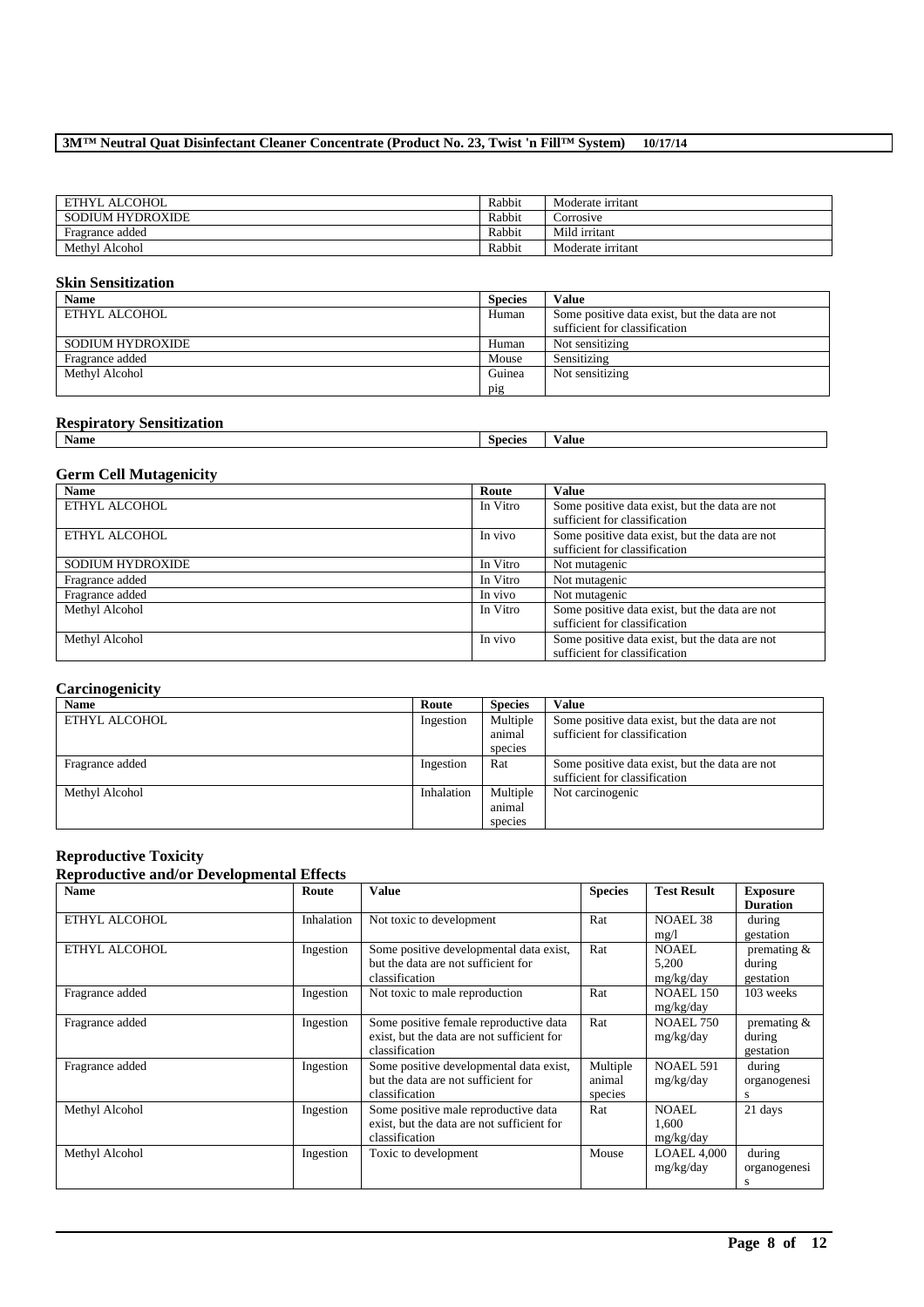| ETHYL ALCOHOL | Rabbit | Moderate irritant |
|---|---|---|
| SODIUM HYDROXIDE | Rabbit | Corrosive |
| Fragrance added | Rabbit | Mild irritant |
| Methyl Alcohol | Rabbit | Moderate irritant |

### Skin Sensitization

| Name | Species | Value |
|---|---|---|
| ETHYL ALCOHOL | Human | Some positive data exist, but the data are not sufficient for classification |
| SODIUM HYDROXIDE | Human | Not sensitizing |
| Fragrance added | Mouse | Sensitizing |
| Methyl Alcohol | Guinea pig | Not sensitizing |

### Respiratory Sensitization

| Name | Species | Value |
|---|---|---|

### Germ Cell Mutagenicity

| Name | Route | Value |
|---|---|---|
| ETHYL ALCOHOL | In Vitro | Some positive data exist, but the data are not sufficient for classification |
| ETHYL ALCOHOL | In vivo | Some positive data exist, but the data are not sufficient for classification |
| SODIUM HYDROXIDE | In Vitro | Not mutagenic |
| Fragrance added | In Vitro | Not mutagenic |
| Fragrance added | In vivo | Not mutagenic |
| Methyl Alcohol | In Vitro | Some positive data exist, but the data are not sufficient for classification |
| Methyl Alcohol | In vivo | Some positive data exist, but the data are not sufficient for classification |

### Carcinogenicity

| Name | Route | Species | Value |
|---|---|---|---|
| ETHYL ALCOHOL | Ingestion | Multiple animal species | Some positive data exist, but the data are not sufficient for classification |
| Fragrance added | Ingestion | Rat | Some positive data exist, but the data are not sufficient for classification |
| Methyl Alcohol | Inhalation | Multiple animal species | Not carcinogenic |

### Reproductive Toxicity

#### Reproductive and/or Developmental Effects

| Name | Route | Value | Species | Test Result | Exposure Duration |
|---|---|---|---|---|---|
| ETHYL ALCOHOL | Inhalation | Not toxic to development | Rat | NOAEL 38 mg/l | during gestation |
| ETHYL ALCOHOL | Ingestion | Some positive developmental data exist, but the data are not sufficient for classification | Rat | NOAEL 5,200 mg/kg/day | premating & during gestation |
| Fragrance added | Ingestion | Not toxic to male reproduction | Rat | NOAEL 150 mg/kg/day | 103 weeks |
| Fragrance added | Ingestion | Some positive female reproductive data exist, but the data are not sufficient for classification | Rat | NOAEL 750 mg/kg/day | premating & during gestation |
| Fragrance added | Ingestion | Some positive developmental data exist, but the data are not sufficient for classification | Multiple animal species | NOAEL 591 mg/kg/day | during organogenesis |
| Methyl Alcohol | Ingestion | Some positive male reproductive data exist, but the data are not sufficient for classification | Rat | NOAEL 1,600 mg/kg/day | 21 days |
| Methyl Alcohol | Ingestion | Toxic to development | Mouse | LOAEL 4,000 mg/kg/day | during organogenesis |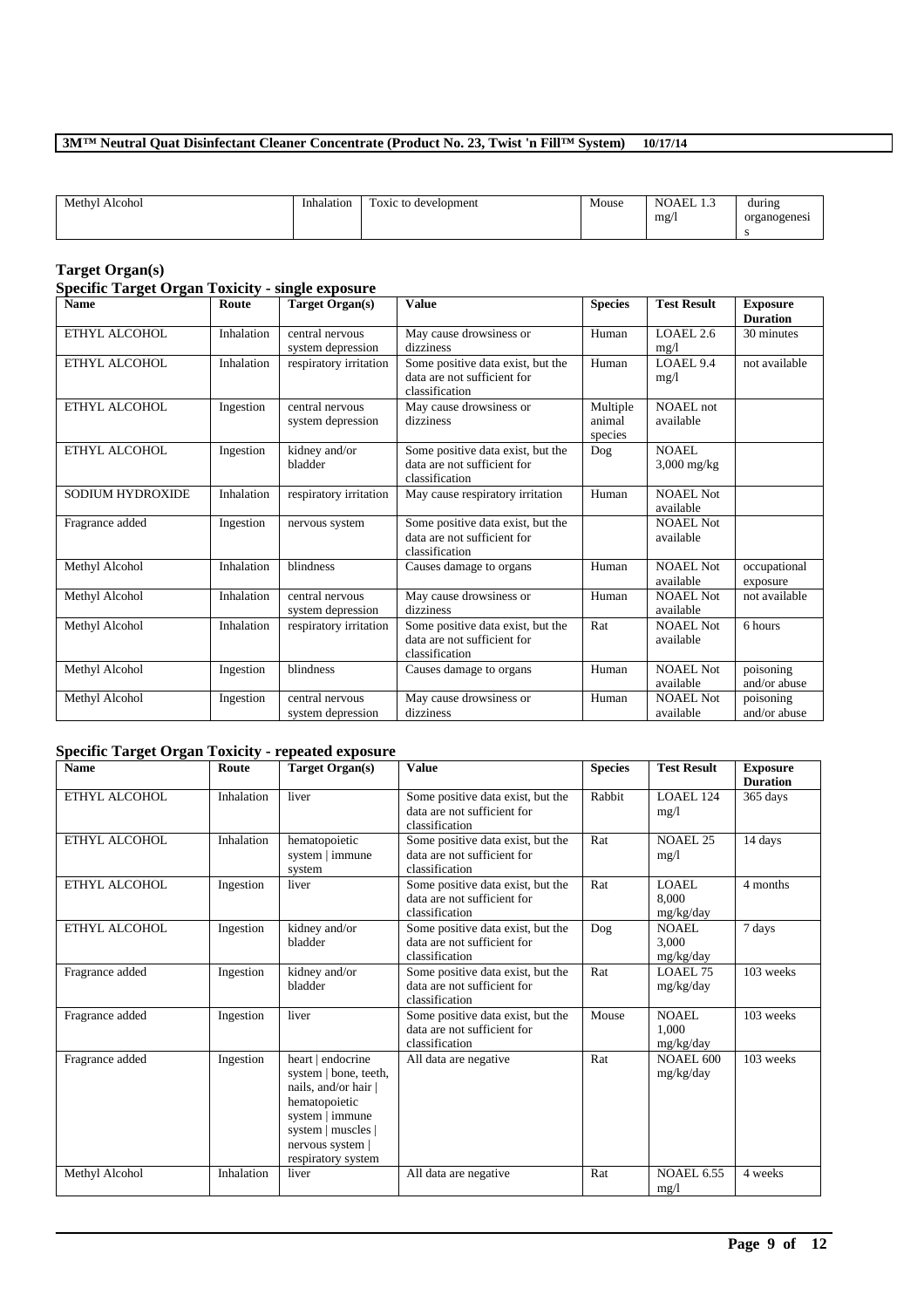| Methyl Alcohol | Inhalation | Toxic to development | Mouse | NOAEL 1.3 mg/l | during organogenesis |
|---|---|---|---|---|---|

## Target Organ(s)

### Specific Target Organ Toxicity - single exposure

| Name | Route | Target Organ(s) | Value | Species | Test Result | Exposure Duration |
|---|---|---|---|---|---|---|
| ETHYL ALCOHOL | Inhalation | central nervous system depression | May cause drowsiness or dizziness | Human | LOAEL 2.6 mg/l | 30 minutes |
| ETHYL ALCOHOL | Inhalation | respiratory irritation | Some positive data exist, but the data are not sufficient for classification | Human | LOAEL 9.4 mg/l | not available |
| ETHYL ALCOHOL | Ingestion | central nervous system depression | May cause drowsiness or dizziness | Multiple animal species | NOAEL not available | |
| ETHYL ALCOHOL | Ingestion | kidney and/or bladder | Some positive data exist, but the data are not sufficient for classification | Dog | NOAEL 3,000 mg/kg | |
| SODIUM HYDROXIDE | Inhalation | respiratory irritation | May cause respiratory irritation | Human | NOAEL Not available | |
| Fragrance added | Ingestion | nervous system | Some positive data exist, but the data are not sufficient for classification | | NOAEL Not available | |
| Methyl Alcohol | Inhalation | blindness | Causes damage to organs | Human | NOAEL Not available | occupational exposure |
| Methyl Alcohol | Inhalation | central nervous system depression | May cause drowsiness or dizziness | Human | NOAEL Not available | not available |
| Methyl Alcohol | Inhalation | respiratory irritation | Some positive data exist, but the data are not sufficient for classification | Rat | NOAEL Not available | 6 hours |
| Methyl Alcohol | Ingestion | blindness | Causes damage to organs | Human | NOAEL Not available | poisoning and/or abuse |
| Methyl Alcohol | Ingestion | central nervous system depression | May cause drowsiness or dizziness | Human | NOAEL Not available | poisoning and/or abuse |

### Specific Target Organ Toxicity - repeated exposure

| Name | Route | Target Organ(s) | Value | Species | Test Result | Exposure Duration |
|---|---|---|---|---|---|---|
| ETHYL ALCOHOL | Inhalation | liver | Some positive data exist, but the data are not sufficient for classification | Rabbit | LOAEL 124 mg/l | 365 days |
| ETHYL ALCOHOL | Inhalation | hematopoietic system \| immune system | Some positive data exist, but the data are not sufficient for classification | Rat | NOAEL 25 mg/l | 14 days |
| ETHYL ALCOHOL | Ingestion | liver | Some positive data exist, but the data are not sufficient for classification | Rat | LOAEL 8,000 mg/kg/day | 4 months |
| ETHYL ALCOHOL | Ingestion | kidney and/or bladder | Some positive data exist, but the data are not sufficient for classification | Dog | NOAEL 3,000 mg/kg/day | 7 days |
| Fragrance added | Ingestion | kidney and/or bladder | Some positive data exist, but the data are not sufficient for classification | Rat | LOAEL 75 mg/kg/day | 103 weeks |
| Fragrance added | Ingestion | liver | Some positive data exist, but the data are not sufficient for classification | Mouse | NOAEL 1,000 mg/kg/day | 103 weeks |
| Fragrance added | Ingestion | heart \| endocrine system \| bone, teeth, nails, and/or hair \| hematopoietic system \| immune system \| muscles \| nervous system \| respiratory system | All data are negative | Rat | NOAEL 600 mg/kg/day | 103 weeks |
| Methyl Alcohol | Inhalation | liver | All data are negative | Rat | NOAEL 6.55 mg/l | 4 weeks |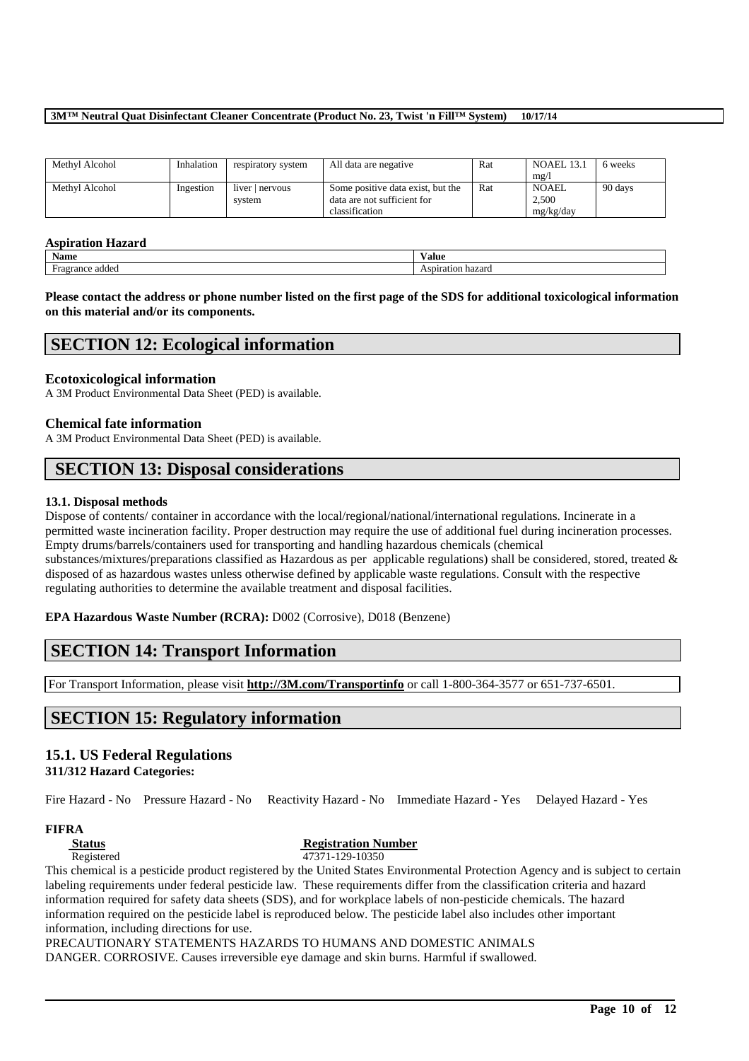| Methyl Alcohol | Inhalation | respiratory system | All data are negative | Rat | NOAEL 13.1 mg/l | 6 weeks |
|---|---|---|---|---|---|---|
| Methyl Alcohol | Ingestion | liver \| nervous system | Some positive data exist, but the data are not sufficient for classification | Rat | NOAEL 2,500 mg/kg/day | 90 days |

**Aspiration Hazard**

| Name | Value |
|---|---|
| Fragrance added | Aspiration hazard |

**Please contact the address or phone number listed on the first page of the SDS for additional toxicological information on this material and/or its components.**

## SECTION 12: Ecological information

### Ecotoxicological information

A 3M Product Environmental Data Sheet (PED) is available.

### Chemical fate information

A 3M Product Environmental Data Sheet (PED) is available.

## SECTION 13: Disposal considerations

**13.1. Disposal methods**

Dispose of contents/ container in accordance with the local/regional/national/international regulations. Incinerate in a permitted waste incineration facility. Proper destruction may require the use of additional fuel during incineration processes. Empty drums/barrels/containers used for transporting and handling hazardous chemicals (chemical substances/mixtures/preparations classified as Hazardous as per applicable regulations) shall be considered, stored, treated & disposed of as hazardous wastes unless otherwise defined by applicable waste regulations. Consult with the respective regulating authorities to determine the available treatment and disposal facilities.

**EPA Hazardous Waste Number (RCRA):** D002 (Corrosive), D018 (Benzene)

## SECTION 14: Transport Information

For Transport Information, please visit **http://3M.com/Transportinfo** or call 1-800-364-3577 or 651-737-6501.

## SECTION 15: Regulatory information

### 15.1. US Federal Regulations

**311/312 Hazard Categories:**

Fire Hazard - No Pressure Hazard - No Reactivity Hazard - No Immediate Hazard - Yes Delayed Hazard - Yes

**FIFRA**

| Status | Registration Number |
|---|---|
| Registered | 47371-129-10350 |

This chemical is a pesticide product registered by the United States Environmental Protection Agency and is subject to certain labeling requirements under federal pesticide law. These requirements differ from the classification criteria and hazard information required for safety data sheets (SDS), and for workplace labels of non-pesticide chemicals. The hazard information required on the pesticide label is reproduced below. The pesticide label also includes other important information, including directions for use.

PRECAUTIONARY STATEMENTS HAZARDS TO HUMANS AND DOMESTIC ANIMALS

DANGER. CORROSIVE. Causes irreversible eye damage and skin burns. Harmful if swallowed.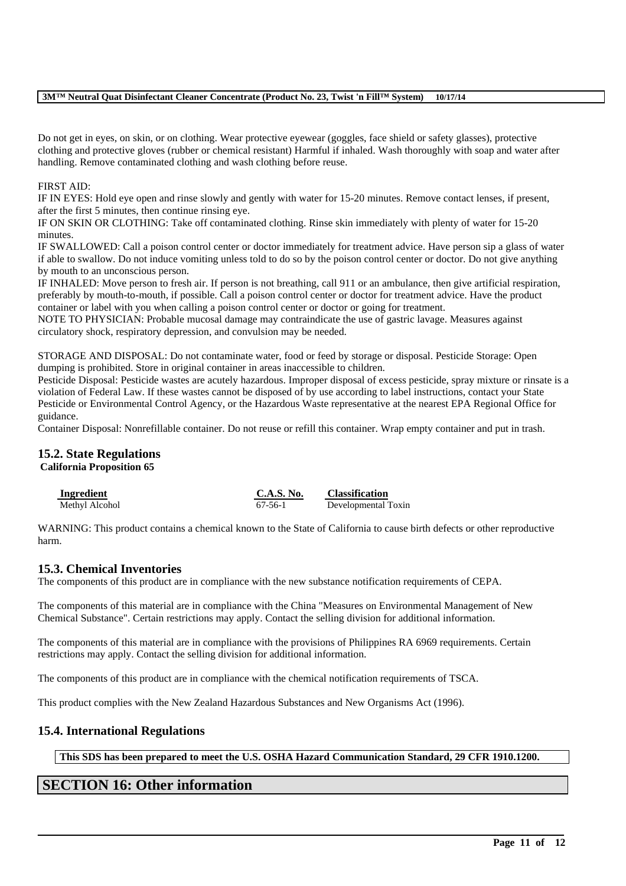Do not get in eyes, on skin, or on clothing. Wear protective eyewear (goggles, face shield or safety glasses), protective clothing and protective gloves (rubber or chemical resistant) Harmful if inhaled. Wash thoroughly with soap and water after handling. Remove contaminated clothing and wash clothing before reuse.

FIRST AID:
IF IN EYES: Hold eye open and rinse slowly and gently with water for 15-20 minutes. Remove contact lenses, if present, after the first 5 minutes, then continue rinsing eye.
IF ON SKIN OR CLOTHING: Take off contaminated clothing. Rinse skin immediately with plenty of water for 15-20 minutes.
IF SWALLOWED: Call a poison control center or doctor immediately for treatment advice. Have person sip a glass of water if able to swallow. Do not induce vomiting unless told to do so by the poison control center or doctor. Do not give anything by mouth to an unconscious person.
IF INHALED: Move person to fresh air. If person is not breathing, call 911 or an ambulance, then give artificial respiration, preferably by mouth-to-mouth, if possible. Call a poison control center or doctor for treatment advice. Have the product container or label with you when calling a poison control center or doctor or going for treatment.
NOTE TO PHYSICIAN: Probable mucosal damage may contraindicate the use of gastric lavage. Measures against circulatory shock, respiratory depression, and convulsion may be needed.

STORAGE AND DISPOSAL: Do not contaminate water, food or feed by storage or disposal. Pesticide Storage: Open dumping is prohibited. Store in original container in areas inaccessible to children.
Pesticide Disposal: Pesticide wastes are acutely hazardous. Improper disposal of excess pesticide, spray mixture or rinsate is a violation of Federal Law. If these wastes cannot be disposed of by use according to label instructions, contact your State Pesticide or Environmental Control Agency, or the Hazardous Waste representative at the nearest EPA Regional Office for guidance.
Container Disposal: Nonrefillable container. Do not reuse or refill this container. Wrap empty container and put in trash.

## 15.2. State Regulations

**California Proposition 65**

| Ingredient | C.A.S. No. | Classification |
|---|---|---|
| Methyl Alcohol | 67-56-1 | Developmental Toxin |

WARNING: This product contains a chemical known to the State of California to cause birth defects or other reproductive harm.

## 15.3. Chemical Inventories

The components of this product are in compliance with the new substance notification requirements of CEPA.

The components of this material are in compliance with the China "Measures on Environmental Management of New Chemical Substance". Certain restrictions may apply. Contact the selling division for additional information.

The components of this material are in compliance with the provisions of Philippines RA 6969 requirements. Certain restrictions may apply. Contact the selling division for additional information.

The components of this product are in compliance with the chemical notification requirements of TSCA.

This product complies with the New Zealand Hazardous Substances and New Organisms Act (1996).

## 15.4. International Regulations

**This SDS has been prepared to meet the U.S. OSHA Hazard Communication Standard, 29 CFR 1910.1200.**

# SECTION 16: Other information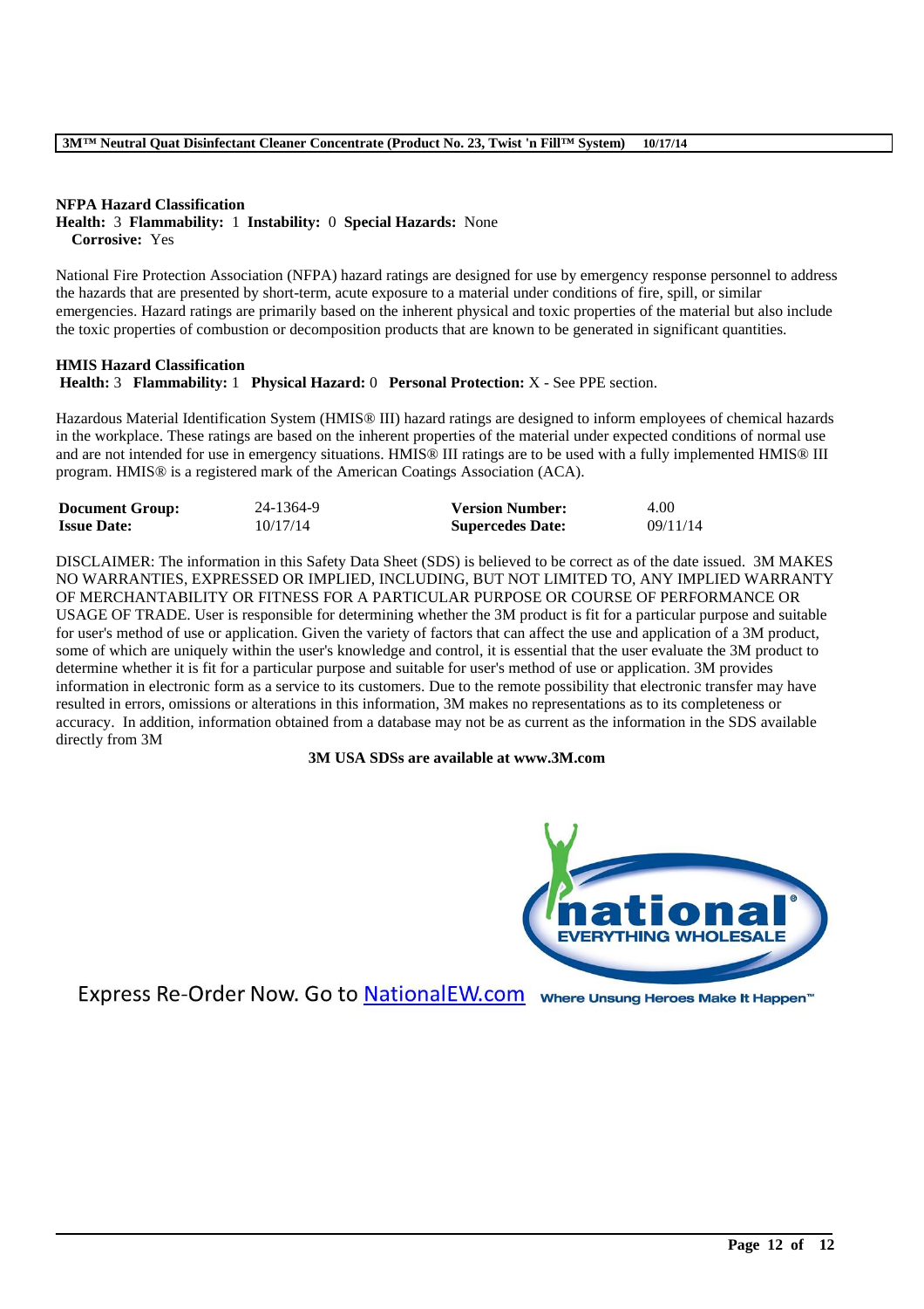**NFPA Hazard Classification**
**Health:** 3 **Flammability:** 1 **Instability:** 0 **Special Hazards:** None
**Corrosive:** Yes

National Fire Protection Association (NFPA) hazard ratings are designed for use by emergency response personnel to address the hazards that are presented by short-term, acute exposure to a material under conditions of fire, spill, or similar emergencies. Hazard ratings are primarily based on the inherent physical and toxic properties of the material but also include the toxic properties of combustion or decomposition products that are known to be generated in significant quantities.

**HMIS Hazard Classification**
**Health:** 3 **Flammability:** 1 **Physical Hazard:** 0 **Personal Protection:** X - See PPE section.

Hazardous Material Identification System (HMIS® III) hazard ratings are designed to inform employees of chemical hazards in the workplace. These ratings are based on the inherent properties of the material under expected conditions of normal use and are not intended for use in emergency situations. HMIS® III ratings are to be used with a fully implemented HMIS® III program. HMIS® is a registered mark of the American Coatings Association (ACA).

| | | | |
|---|---|---|---|
| **Document Group:** | 24-1364-9 | **Version Number:** | 4.00 |
| **Issue Date:** | 10/17/14 | **Supercedes Date:** | 09/11/14 |

DISCLAIMER: The information in this Safety Data Sheet (SDS) is believed to be correct as of the date issued. 3M MAKES NO WARRANTIES, EXPRESSED OR IMPLIED, INCLUDING, BUT NOT LIMITED TO, ANY IMPLIED WARRANTY OF MERCHANTABILITY OR FITNESS FOR A PARTICULAR PURPOSE OR COURSE OF PERFORMANCE OR USAGE OF TRADE. User is responsible for determining whether the 3M product is fit for a particular purpose and suitable for user's method of use or application. Given the variety of factors that can affect the use and application of a 3M product, some of which are uniquely within the user's knowledge and control, it is essential that the user evaluate the 3M product to determine whether it is fit for a particular purpose and suitable for user's method of use or application. 3M provides information in electronic form as a service to its customers. Due to the remote possibility that electronic transfer may have resulted in errors, omissions or alterations in this information, 3M makes no representations as to its completeness or accuracy. In addition, information obtained from a database may not be as current as the information in the SDS available directly from 3M

**3M USA SDSs are available at www.3M.com**

national® EVERYTHING WHOLESALE

Express Re-Order Now. Go to NationalEW.com Where Unsung Heroes Make It Happen™